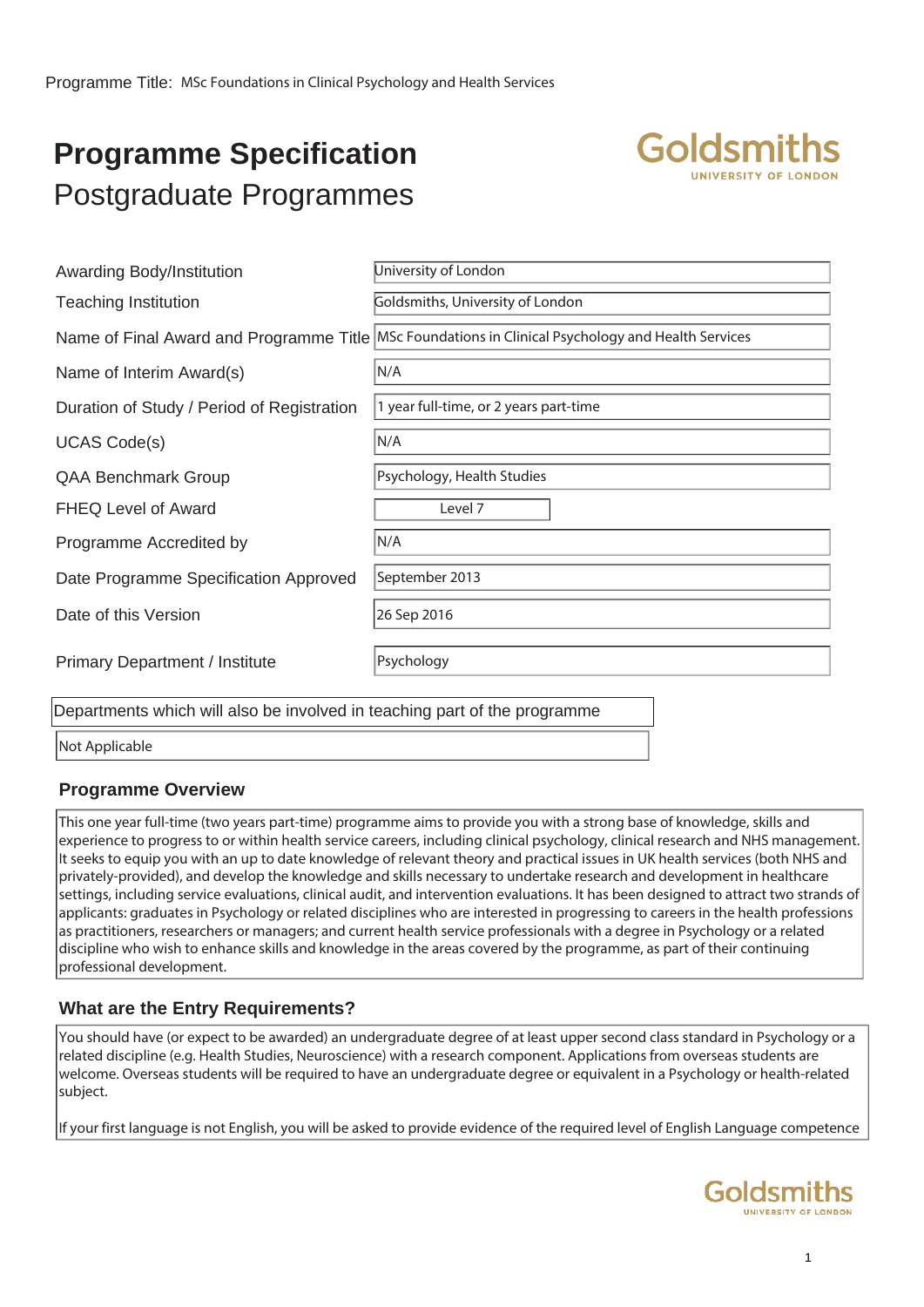Programme Title: MSc Foundations in Clinical Psychology and Health Services

# Programme Specification
## Postgraduate Programmes

| | |
|---|---|
| Awarding Body/Institution | University of London |
| Teaching Institution | Goldsmiths, University of London |
| Name of Final Award and Programme Title | MSc Foundations in Clinical Psychology and Health Services |
| Name of Interim Award(s) | N/A |
| Duration of Study / Period of Registration | 1 year full-time, or 2 years part-time |
| UCAS Code(s) | N/A |
| QAA Benchmark Group | Psychology, Health Studies |
| FHEQ Level of Award | Level 7 |
| Programme Accredited by | N/A |
| Date Programme Specification Approved | September 2013 |
| Date of this Version | 26 Sep 2016 |
| Primary Department / Institute | Psychology |

| Departments which will also be involved in teaching part of the programme |
|---|
| Not Applicable |

### Programme Overview

This one year full-time (two years part-time) programme aims to provide you with a strong base of knowledge, skills and experience to progress to or within health service careers, including clinical psychology, clinical research and NHS management. It seeks to equip you with an up to date knowledge of relevant theory and practical issues in UK health services (both NHS and privately-provided), and develop the knowledge and skills necessary to undertake research and development in healthcare settings, including service evaluations, clinical audit, and intervention evaluations. It has been designed to attract two strands of applicants: graduates in Psychology or related disciplines who are interested in progressing to careers in the health professions as practitioners, researchers or managers; and current health service professionals with a degree in Psychology or a related discipline who wish to enhance skills and knowledge in the areas covered by the programme, as part of their continuing professional development.

### What are the Entry Requirements?

You should have (or expect to be awarded) an undergraduate degree of at least upper second class standard in Psychology or a related discipline (e.g. Health Studies, Neuroscience) with a research component. Applications from overseas students are welcome. Overseas students will be required to have an undergraduate degree or equivalent in a Psychology or health-related subject.

If your first language is not English, you will be asked to provide evidence of the required level of English Language competence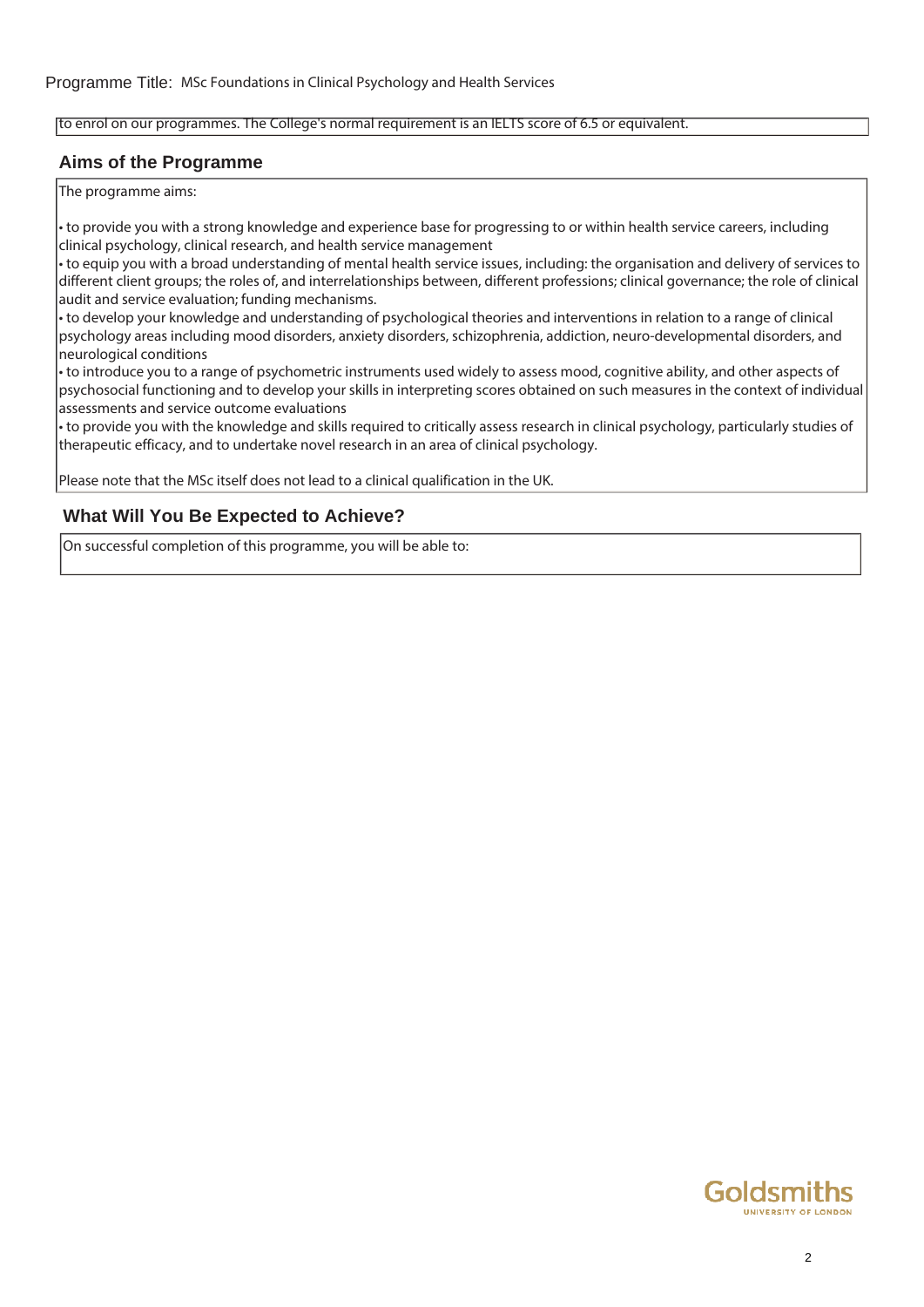to enrol on our programmes. The College's normal requirement is an IELTS score of 6.5 or equivalent.

## Aims of the Programme

The programme aims:

- to provide you with a strong knowledge and experience base for progressing to or within health service careers, including clinical psychology, clinical research, and health service management
- to equip you with a broad understanding of mental health service issues, including: the organisation and delivery of services to different client groups; the roles of, and interrelationships between, different professions; clinical governance; the role of clinical audit and service evaluation; funding mechanisms.
- to develop your knowledge and understanding of psychological theories and interventions in relation to a range of clinical psychology areas including mood disorders, anxiety disorders, schizophrenia, addiction, neuro-developmental disorders, and neurological conditions
- to introduce you to a range of psychometric instruments used widely to assess mood, cognitive ability, and other aspects of psychosocial functioning and to develop your skills in interpreting scores obtained on such measures in the context of individual assessments and service outcome evaluations
- to provide you with the knowledge and skills required to critically assess research in clinical psychology, particularly studies of therapeutic efficacy, and to undertake novel research in an area of clinical psychology.

Please note that the MSc itself does not lead to a clinical qualification in the UK.

## What Will You Be Expected to Achieve?

On successful completion of this programme, you will be able to: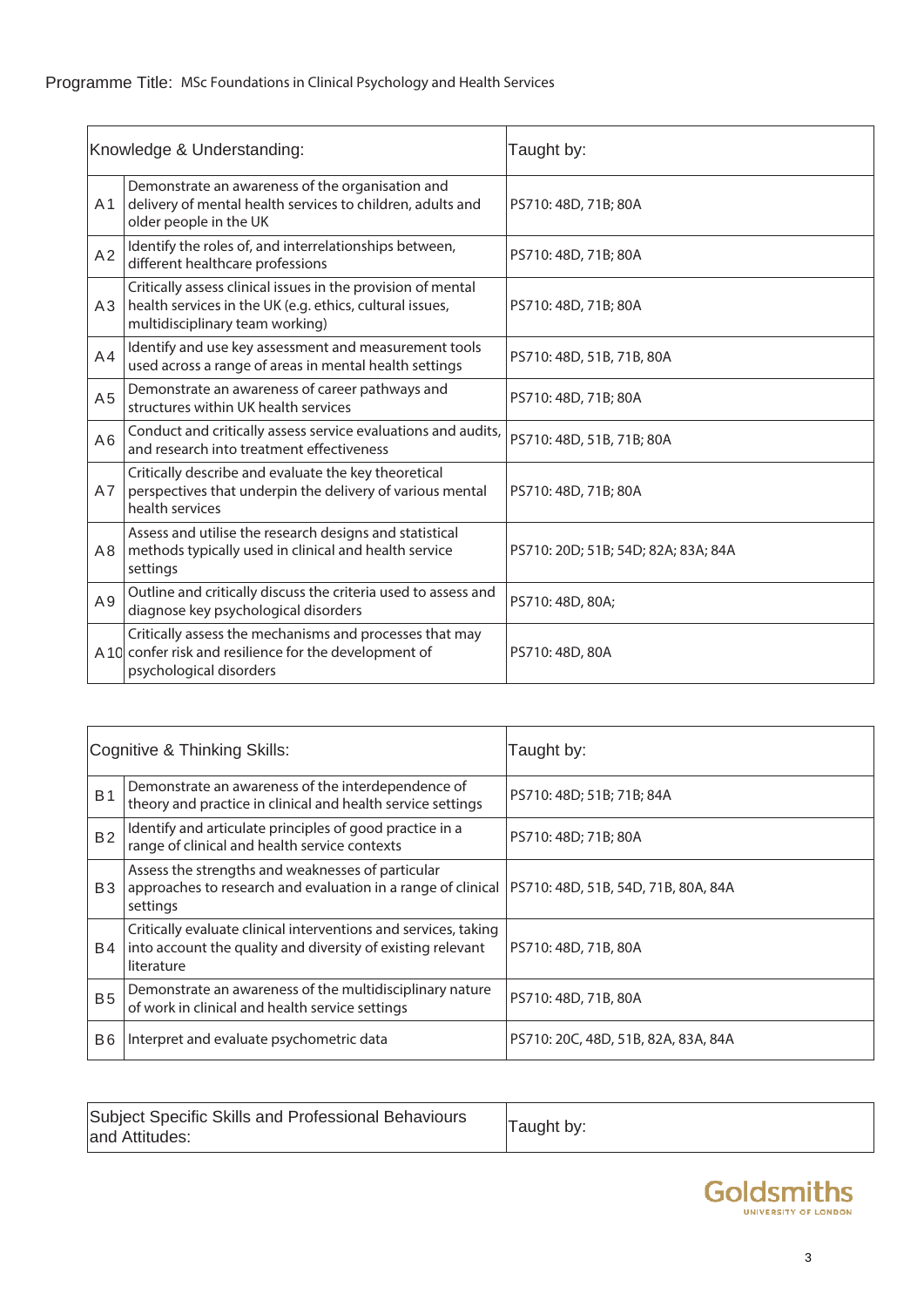Programme Title: MSc Foundations in Clinical Psychology and Health Services

| Knowledge & Understanding: | | Taught by: |
|---|---|---|
| A1 | Demonstrate an awareness of the organisation and delivery of mental health services to children, adults and older people in the UK | PS710: 48D, 71B; 80A |
| A2 | Identify the roles of, and interrelationships between, different healthcare professions | PS710: 48D, 71B; 80A |
| A3 | Critically assess clinical issues in the provision of mental health services in the UK (e.g. ethics, cultural issues, multidisciplinary team working) | PS710: 48D, 71B; 80A |
| A4 | Identify and use key assessment and measurement tools used across a range of areas in mental health settings | PS710: 48D, 51B, 71B, 80A |
| A5 | Demonstrate an awareness of career pathways and structures within UK health services | PS710: 48D, 71B; 80A |
| A6 | Conduct and critically assess service evaluations and audits, and research into treatment effectiveness | PS710: 48D, 51B, 71B; 80A |
| A7 | Critically describe and evaluate the key theoretical perspectives that underpin the delivery of various mental health services | PS710: 48D, 71B; 80A |
| A8 | Assess and utilise the research designs and statistical methods typically used in clinical and health service settings | PS710: 20D; 51B; 54D; 82A; 83A; 84A |
| A9 | Outline and critically discuss the criteria used to assess and diagnose key psychological disorders | PS710: 48D, 80A; |
| A10 | Critically assess the mechanisms and processes that may confer risk and resilience for the development of psychological disorders | PS710: 48D, 80A |

| Cognitive & Thinking Skills: | | Taught by: |
|---|---|---|
| B1 | Demonstrate an awareness of the interdependence of theory and practice in clinical and health service settings | PS710: 48D; 51B; 71B; 84A |
| B2 | Identify and articulate principles of good practice in a range of clinical and health service contexts | PS710: 48D; 71B; 80A |
| B3 | Assess the strengths and weaknesses of particular approaches to research and evaluation in a range of clinical settings | PS710: 48D, 51B, 54D, 71B, 80A, 84A |
| B4 | Critically evaluate clinical interventions and services, taking into account the quality and diversity of existing relevant literature | PS710: 48D, 71B, 80A |
| B5 | Demonstrate an awareness of the multidisciplinary nature of work in clinical and health service settings | PS710: 48D, 71B, 80A |
| B6 | Interpret and evaluate psychometric data | PS710: 20C, 48D, 51B, 82A, 83A, 84A |

| Subject Specific Skills and Professional Behaviours and Attitudes: | Taught by: |
|---|---|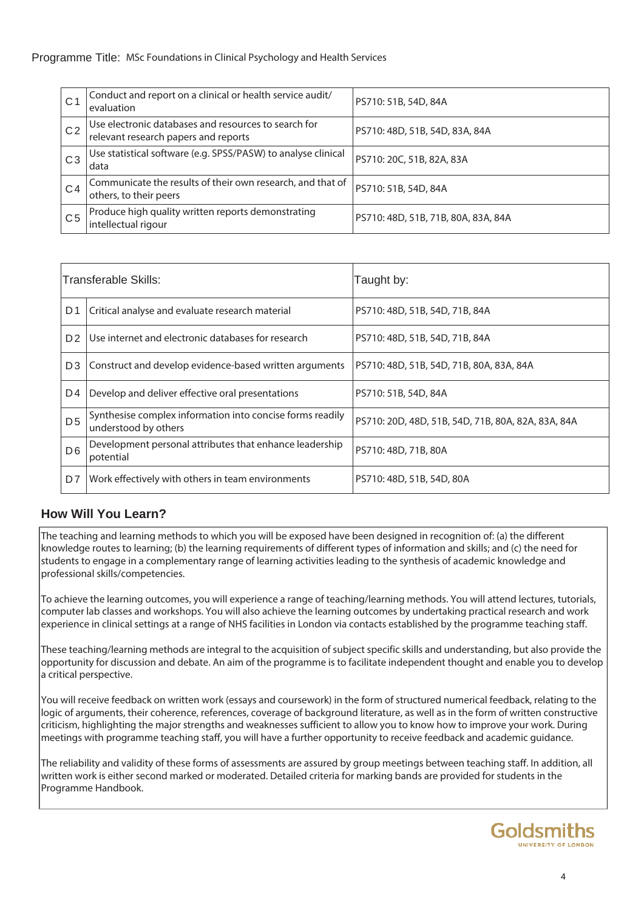Programme Title: MSc Foundations in Clinical Psychology and Health Services

| | | |
|---|---|---|
| C1 | Conduct and report on a clinical or health service audit/ evaluation | PS710: 51B, 54D, 84A |
| C2 | Use electronic databases and resources to search for relevant research papers and reports | PS710: 48D, 51B, 54D, 83A, 84A |
| C3 | Use statistical software (e.g. SPSS/PASW) to analyse clinical data | PS710: 20C, 51B, 82A, 83A |
| C4 | Communicate the results of their own research, and that of others, to their peers | PS710: 51B, 54D, 84A |
| C5 | Produce high quality written reports demonstrating intellectual rigour | PS710: 48D, 51B, 71B, 80A, 83A, 84A |

| Transferable Skills: | | Taught by: |
|---|---|---|
| D1 | Critical analyse and evaluate research material | PS710: 48D, 51B, 54D, 71B, 84A |
| D2 | Use internet and electronic databases for research | PS710: 48D, 51B, 54D, 71B, 84A |
| D3 | Construct and develop evidence-based written arguments | PS710: 48D, 51B, 54D, 71B, 80A, 83A, 84A |
| D4 | Develop and deliver effective oral presentations | PS710: 51B, 54D, 84A |
| D5 | Synthesise complex information into concise forms readily understood by others | PS710: 20D, 48D, 51B, 54D, 71B, 80A, 82A, 83A, 84A |
| D6 | Development personal attributes that enhance leadership potential | PS710: 48D, 71B, 80A |
| D7 | Work effectively with others in team environments | PS710: 48D, 51B, 54D, 80A |

## How Will You Learn?

The teaching and learning methods to which you will be exposed have been designed in recognition of: (a) the different knowledge routes to learning; (b) the learning requirements of different types of information and skills; and (c) the need for students to engage in a complementary range of learning activities leading to the synthesis of academic knowledge and professional skills/competencies.

To achieve the learning outcomes, you will experience a range of teaching/learning methods. You will attend lectures, tutorials, computer lab classes and workshops. You will also achieve the learning outcomes by undertaking practical research and work experience in clinical settings at a range of NHS facilities in London via contacts established by the programme teaching staff.

These teaching/learning methods are integral to the acquisition of subject specific skills and understanding, but also provide the opportunity for discussion and debate. An aim of the programme is to facilitate independent thought and enable you to develop a critical perspective.

You will receive feedback on written work (essays and coursework) in the form of structured numerical feedback, relating to the logic of arguments, their coherence, references, coverage of background literature, as well as in the form of written constructive criticism, highlighting the major strengths and weaknesses sufficient to allow you to know how to improve your work. During meetings with programme teaching staff, you will have a further opportunity to receive feedback and academic guidance.

The reliability and validity of these forms of assessments are assured by group meetings between teaching staff. In addition, all written work is either second marked or moderated. Detailed criteria for marking bands are provided for students in the Programme Handbook.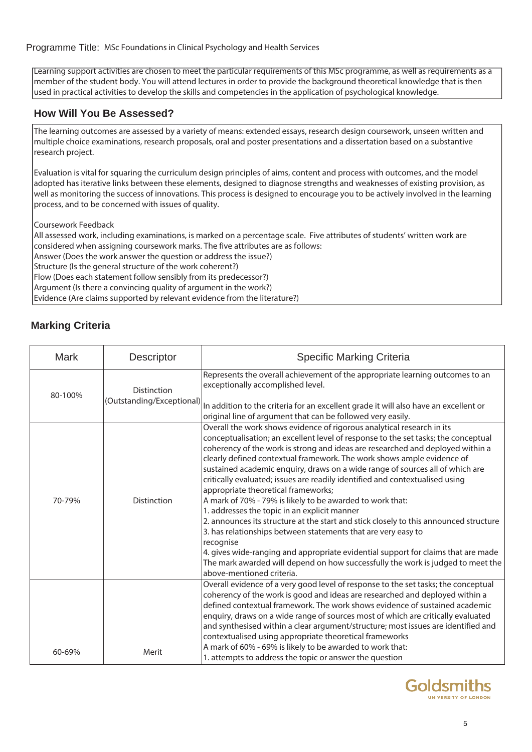Programme Title: MSc Foundations in Clinical Psychology and Health Services

Learning support activities are chosen to meet the particular requirements of this MSc programme, as well as requirements as a member of the student body. You will attend lectures in order to provide the background theoretical knowledge that is then used in practical activities to develop the skills and competencies in the application of psychological knowledge.

## How Will You Be Assessed?

The learning outcomes are assessed by a variety of means: extended essays, research design coursework, unseen written and multiple choice examinations, research proposals, oral and poster presentations and a dissertation based on a substantive research project.

Evaluation is vital for squaring the curriculum design principles of aims, content and process with outcomes, and the model adopted has iterative links between these elements, designed to diagnose strengths and weaknesses of existing provision, as well as monitoring the success of innovations. This process is designed to encourage you to be actively involved in the learning process, and to be concerned with issues of quality.

Coursework Feedback
All assessed work, including examinations, is marked on a percentage scale. Five attributes of students' written work are considered when assigning coursework marks. The five attributes are as follows:
Answer (Does the work answer the question or address the issue?)
Structure (Is the general structure of the work coherent?)
Flow (Does each statement follow sensibly from its predecessor?)
Argument (Is there a convincing quality of argument in the work?)
Evidence (Are claims supported by relevant evidence from the literature?)

## Marking Criteria

| Mark | Descriptor | Specific Marking Criteria |
|---|---|---|
| 80-100% | Distinction (Outstanding/Exceptional) | Represents the overall achievement of the appropriate learning outcomes to an exceptionally accomplished level.<br><br>In addition to the criteria for an excellent grade it will also have an excellent or original line of argument that can be followed very easily. |
| 70-79% | Distinction | Overall the work shows evidence of rigorous analytical research in its conceptualisation; an excellent level of response to the set tasks; the conceptual coherency of the work is strong and ideas are researched and deployed within a clearly defined contextual framework. The work shows ample evidence of sustained academic enquiry, draws on a wide range of sources all of which are critically evaluated; issues are readily identified and contextualised using appropriate theoretical frameworks;<br>A mark of 70% - 79% is likely to be awarded to work that:<br>1. addresses the topic in an explicit manner<br>2. announces its structure at the start and stick closely to this announced structure<br>3. has relationships between statements that are very easy to recognise<br>4. gives wide-ranging and appropriate evidential support for claims that are made<br>The mark awarded will depend on how successfully the work is judged to meet the above-mentioned criteria. |
| 60-69% | Merit | Overall evidence of a very good level of response to the set tasks; the conceptual coherency of the work is good and ideas are researched and deployed within a defined contextual framework. The work shows evidence of sustained academic enquiry, draws on a wide range of sources most of which are critically evaluated and synthesised within a clear argument/structure; most issues are identified and contextualised using appropriate theoretical frameworks<br>A mark of 60% - 69% is likely to be awarded to work that:<br>1. attempts to address the topic or answer the question |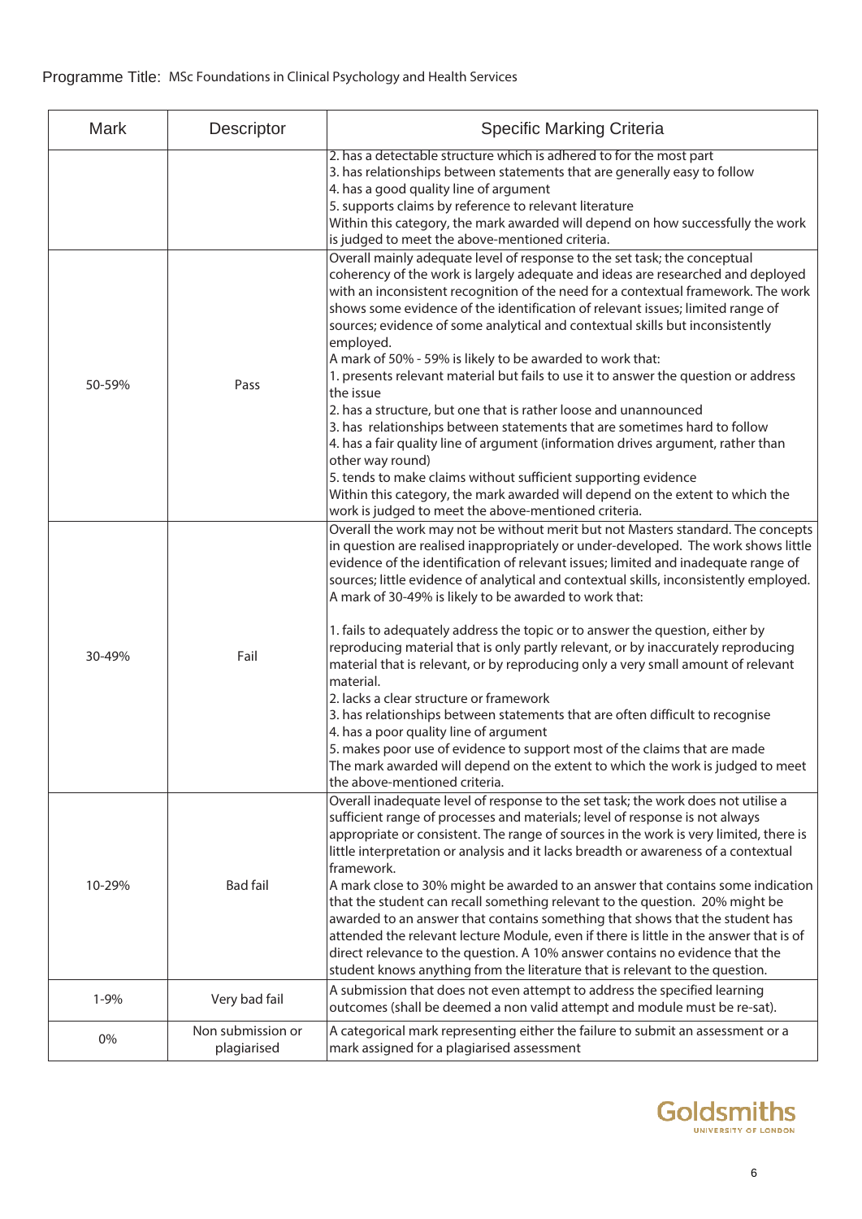Programme Title: MSc Foundations in Clinical Psychology and Health Services

| Mark | Descriptor | Specific Marking Criteria |
|---|---|---|
| | | 2. has a detectable structure which is adhered to for the most part<br>3. has relationships between statements that are generally easy to follow<br>4. has a good quality line of argument<br>5. supports claims by reference to relevant literature<br>Within this category, the mark awarded will depend on how successfully the work is judged to meet the above-mentioned criteria. |
| 50-59% | Pass | Overall mainly adequate level of response to the set task; the conceptual coherency of the work is largely adequate and ideas are researched and deployed with an inconsistent recognition of the need for a contextual framework. The work shows some evidence of the identification of relevant issues; limited range of sources; evidence of some analytical and contextual skills but inconsistently employed.<br>A mark of 50% - 59% is likely to be awarded to work that:<br>1. presents relevant material but fails to use it to answer the question or address the issue<br>2. has a structure, but one that is rather loose and unannounced<br>3. has relationships between statements that are sometimes hard to follow<br>4. has a fair quality line of argument (information drives argument, rather than other way round)<br>5. tends to make claims without sufficient supporting evidence<br>Within this category, the mark awarded will depend on the extent to which the work is judged to meet the above-mentioned criteria. |
| 30-49% | Fail | Overall the work may not be without merit but not Masters standard. The concepts in question are realised inappropriately or under-developed. The work shows little evidence of the identification of relevant issues; limited and inadequate range of sources; little evidence of analytical and contextual skills, inconsistently employed.<br>A mark of 30-49% is likely to be awarded to work that:<br><br>1. fails to adequately address the topic or to answer the question, either by reproducing material that is only partly relevant, or by inaccurately reproducing material that is relevant, or by reproducing only a very small amount of relevant material.<br>2. lacks a clear structure or framework<br>3. has relationships between statements that are often difficult to recognise<br>4. has a poor quality line of argument<br>5. makes poor use of evidence to support most of the claims that are made<br>The mark awarded will depend on the extent to which the work is judged to meet the above-mentioned criteria. |
| 10-29% | Bad fail | Overall inadequate level of response to the set task; the work does not utilise a sufficient range of processes and materials; level of response is not always appropriate or consistent. The range of sources in the work is very limited, there is little interpretation or analysis and it lacks breadth or awareness of a contextual framework.<br>A mark close to 30% might be awarded to an answer that contains some indication that the student can recall something relevant to the question. 20% might be awarded to an answer that contains something that shows that the student has attended the relevant lecture Module, even if there is little in the answer that is of direct relevance to the question. A 10% answer contains no evidence that the student knows anything from the literature that is relevant to the question. |
| 1-9% | Very bad fail | A submission that does not even attempt to address the specified learning outcomes (shall be deemed a non valid attempt and module must be re-sat). |
| 0% | Non submission or plagiarised | A categorical mark representing either the failure to submit an assessment or a mark assigned for a plagiarised assessment |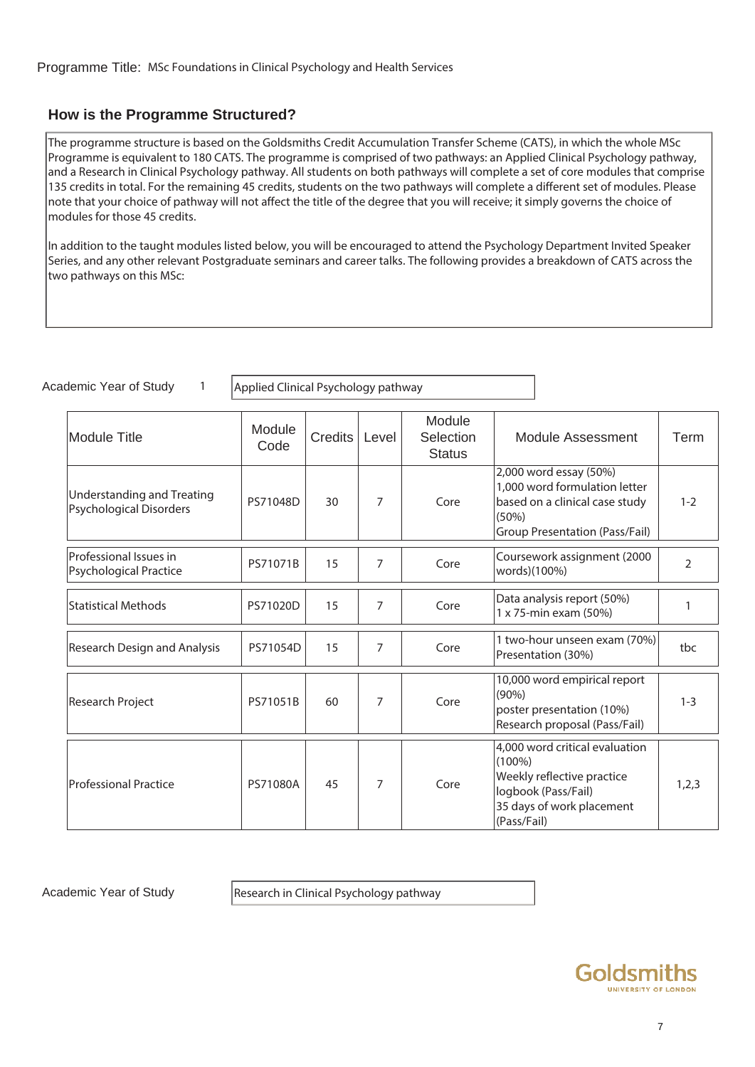Programme Title: MSc Foundations in Clinical Psychology and Health Services

## How is the Programme Structured?

The programme structure is based on the Goldsmiths Credit Accumulation Transfer Scheme (CATS), in which the whole MSc Programme is equivalent to 180 CATS. The programme is comprised of two pathways: an Applied Clinical Psychology pathway, and a Research in Clinical Psychology pathway. All students on both pathways will complete a set of core modules that comprise 135 credits in total. For the remaining 45 credits, students on the two pathways will complete a different set of modules. Please note that your choice of pathway will not affect the title of the degree that you will receive; it simply governs the choice of modules for those 45 credits.

In addition to the taught modules listed below, you will be encouraged to attend the Psychology Department Invited Speaker Series, and any other relevant Postgraduate seminars and career talks. The following provides a breakdown of CATS across the two pathways on this MSc:

Academic Year of Study 1 — Applied Clinical Psychology pathway

| Module Title | Module Code | Credits | Level | Module Selection Status | Module Assessment | Term |
|---|---|---|---|---|---|---|
| Understanding and Treating Psychological Disorders | PS71048D | 30 | 7 | Core | 2,000 word essay (50%)<br>1,000 word formulation letter based on a clinical case study (50%)<br>Group Presentation (Pass/Fail) | 1-2 |
| Professional Issues in Psychological Practice | PS71071B | 15 | 7 | Core | Coursework assignment (2000 words)(100%) | 2 |
| Statistical Methods | PS71020D | 15 | 7 | Core | Data analysis report (50%)<br>1 x 75-min exam (50%) | 1 |
| Research Design and Analysis | PS71054D | 15 | 7 | Core | 1 two-hour unseen exam (70%)<br>Presentation (30%) | tbc |
| Research Project | PS71051B | 60 | 7 | Core | 10,000 word empirical report (90%)<br>poster presentation (10%)<br>Research proposal (Pass/Fail) | 1-3 |
| Professional Practice | PS71080A | 45 | 7 | Core | 4,000 word critical evaluation (100%)<br>Weekly reflective practice logbook (Pass/Fail)<br>35 days of work placement (Pass/Fail) | 1,2,3 |

Academic Year of Study — Research in Clinical Psychology pathway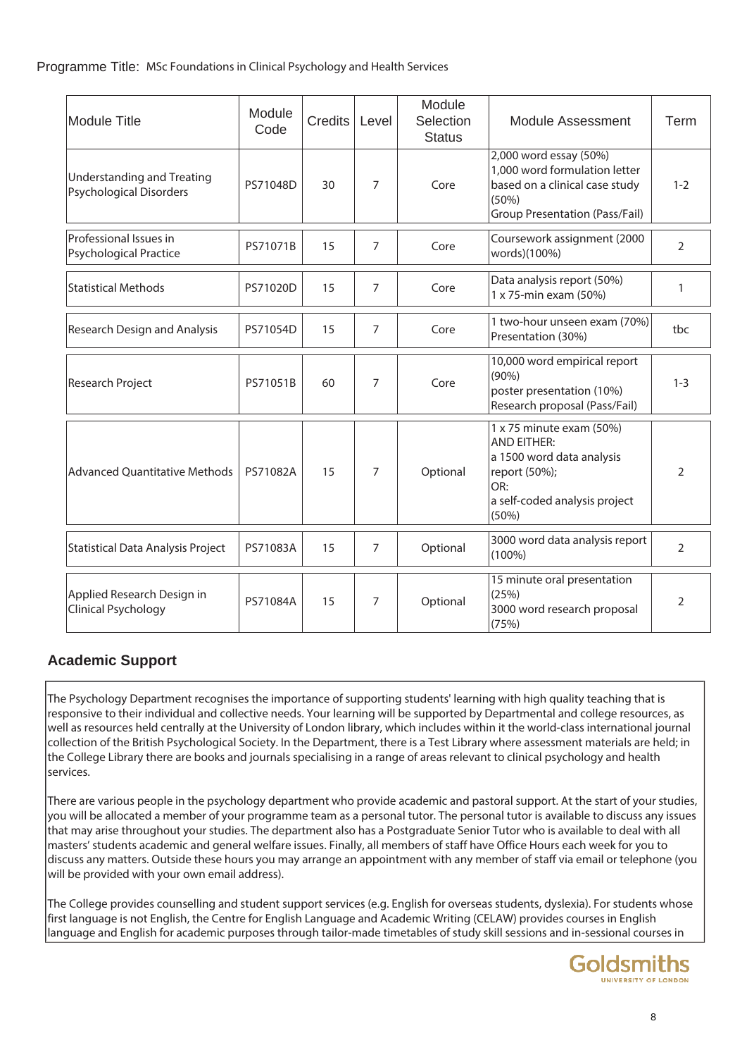Programme Title: MSc Foundations in Clinical Psychology and Health Services

| Module Title | Module Code | Credits | Level | Module Selection Status | Module Assessment | Term |
|---|---|---|---|---|---|---|
| Understanding and Treating Psychological Disorders | PS71048D | 30 | 7 | Core | 2,000 word essay (50%)<br>1,000 word formulation letter based on a clinical case study (50%)<br>Group Presentation (Pass/Fail) | 1-2 |
| Professional Issues in Psychological Practice | PS71071B | 15 | 7 | Core | Coursework assignment (2000 words)(100%) | 2 |
| Statistical Methods | PS71020D | 15 | 7 | Core | Data analysis report (50%)<br>1 x 75-min exam (50%) | 1 |
| Research Design and Analysis | PS71054D | 15 | 7 | Core | 1 two-hour unseen exam (70%)<br>Presentation (30%) | tbc |
| Research Project | PS71051B | 60 | 7 | Core | 10,000 word empirical report (90%)<br>poster presentation (10%)<br>Research proposal (Pass/Fail) | 1-3 |
| Advanced Quantitative Methods | PS71082A | 15 | 7 | Optional | 1 x 75 minute exam (50%)<br>AND EITHER:<br>a 1500 word data analysis report (50%);<br>OR:<br>a self-coded analysis project (50%) | 2 |
| Statistical Data Analysis Project | PS71083A | 15 | 7 | Optional | 3000 word data analysis report (100%) | 2 |
| Applied Research Design in Clinical Psychology | PS71084A | 15 | 7 | Optional | 15 minute oral presentation (25%)<br>3000 word research proposal (75%) | 2 |

## Academic Support

The Psychology Department recognises the importance of supporting students' learning with high quality teaching that is responsive to their individual and collective needs. Your learning will be supported by Departmental and college resources, as well as resources held centrally at the University of London library, which includes within it the world-class international journal collection of the British Psychological Society. In the Department, there is a Test Library where assessment materials are held; in the College Library there are books and journals specialising in a range of areas relevant to clinical psychology and health services.

There are various people in the psychology department who provide academic and pastoral support. At the start of your studies, you will be allocated a member of your programme team as a personal tutor. The personal tutor is available to discuss any issues that may arise throughout your studies. The department also has a Postgraduate Senior Tutor who is available to deal with all masters' students academic and general welfare issues. Finally, all members of staff have Office Hours each week for you to discuss any matters. Outside these hours you may arrange an appointment with any member of staff via email or telephone (you will be provided with your own email address).

The College provides counselling and student support services (e.g. English for overseas students, dyslexia). For students whose first language is not English, the Centre for English Language and Academic Writing (CELAW) provides courses in English language and English for academic purposes through tailor-made timetables of study skill sessions and in-sessional courses in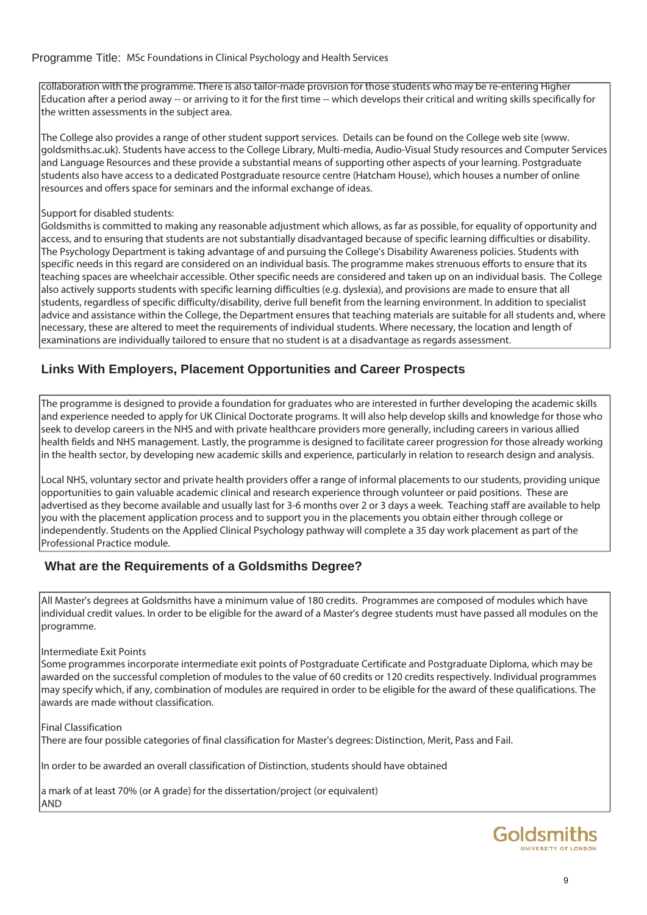collaboration with the programme. There is also tailor-made provision for those students who may be re-entering Higher Education after a period away -- or arriving to it for the first time -- which develops their critical and writing skills specifically for the written assessments in the subject area.

The College also provides a range of other student support services. Details can be found on the College web site (www. goldsmiths.ac.uk). Students have access to the College Library, Multi-media, Audio-Visual Study resources and Computer Services and Language Resources and these provide a substantial means of supporting other aspects of your learning. Postgraduate students also have access to a dedicated Postgraduate resource centre (Hatcham House), which houses a number of online resources and offers space for seminars and the informal exchange of ideas.

Support for disabled students:
Goldsmiths is committed to making any reasonable adjustment which allows, as far as possible, for equality of opportunity and access, and to ensuring that students are not substantially disadvantaged because of specific learning difficulties or disability. The Psychology Department is taking advantage of and pursuing the College's Disability Awareness policies. Students with specific needs in this regard are considered on an individual basis. The programme makes strenuous efforts to ensure that its teaching spaces are wheelchair accessible. Other specific needs are considered and taken up on an individual basis. The College also actively supports students with specific learning difficulties (e.g. dyslexia), and provisions are made to ensure that all students, regardless of specific difficulty/disability, derive full benefit from the learning environment. In addition to specialist advice and assistance within the College, the Department ensures that teaching materials are suitable for all students and, where necessary, these are altered to meet the requirements of individual students. Where necessary, the location and length of examinations are individually tailored to ensure that no student is at a disadvantage as regards assessment.

## Links With Employers, Placement Opportunities and Career Prospects

The programme is designed to provide a foundation for graduates who are interested in further developing the academic skills and experience needed to apply for UK Clinical Doctorate programs. It will also help develop skills and knowledge for those who seek to develop careers in the NHS and with private healthcare providers more generally, including careers in various allied health fields and NHS management. Lastly, the programme is designed to facilitate career progression for those already working in the health sector, by developing new academic skills and experience, particularly in relation to research design and analysis.

Local NHS, voluntary sector and private health providers offer a range of informal placements to our students, providing unique opportunities to gain valuable academic clinical and research experience through volunteer or paid positions. These are advertised as they become available and usually last for 3-6 months over 2 or 3 days a week. Teaching staff are available to help you with the placement application process and to support you in the placements you obtain either through college or independently. Students on the Applied Clinical Psychology pathway will complete a 35 day work placement as part of the Professional Practice module.

## What are the Requirements of a Goldsmiths Degree?

All Master's degrees at Goldsmiths have a minimum value of 180 credits. Programmes are composed of modules which have individual credit values. In order to be eligible for the award of a Master's degree students must have passed all modules on the programme.

Intermediate Exit Points
Some programmes incorporate intermediate exit points of Postgraduate Certificate and Postgraduate Diploma, which may be awarded on the successful completion of modules to the value of 60 credits or 120 credits respectively. Individual programmes may specify which, if any, combination of modules are required in order to be eligible for the award of these qualifications. The awards are made without classification.

Final Classification
There are four possible categories of final classification for Master's degrees: Distinction, Merit, Pass and Fail.

In order to be awarded an overall classification of Distinction, students should have obtained

a mark of at least 70% (or A grade) for the dissertation/project (or equivalent)
AND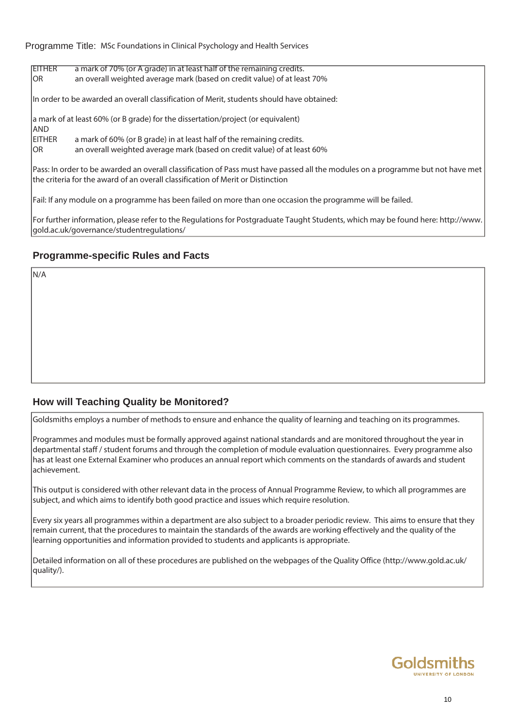EITHER a mark of 70% (or A grade) in at least half of the remaining credits.
OR an overall weighted average mark (based on credit value) of at least 70%

In order to be awarded an overall classification of Merit, students should have obtained:

a mark of at least 60% (or B grade) for the dissertation/project (or equivalent)
AND
EITHER a mark of 60% (or B grade) in at least half of the remaining credits.
OR an overall weighted average mark (based on credit value) of at least 60%

Pass: In order to be awarded an overall classification of Pass must have passed all the modules on a programme but not have met the criteria for the award of an overall classification of Merit or Distinction

Fail: If any module on a programme has been failed on more than one occasion the programme will be failed.

For further information, please refer to the Regulations for Postgraduate Taught Students, which may be found here: http://www.gold.ac.uk/governance/studentregulations/

## Programme-specific Rules and Facts

N/A

## How will Teaching Quality be Monitored?

Goldsmiths employs a number of methods to ensure and enhance the quality of learning and teaching on its programmes.

Programmes and modules must be formally approved against national standards and are monitored throughout the year in departmental staff / student forums and through the completion of module evaluation questionnaires. Every programme also has at least one External Examiner who produces an annual report which comments on the standards of awards and student achievement.

This output is considered with other relevant data in the process of Annual Programme Review, to which all programmes are subject, and which aims to identify both good practice and issues which require resolution.

Every six years all programmes within a department are also subject to a broader periodic review. This aims to ensure that they remain current, that the procedures to maintain the standards of the awards are working effectively and the quality of the learning opportunities and information provided to students and applicants is appropriate.

Detailed information on all of these procedures are published on the webpages of the Quality Office (http://www.gold.ac.uk/quality/).